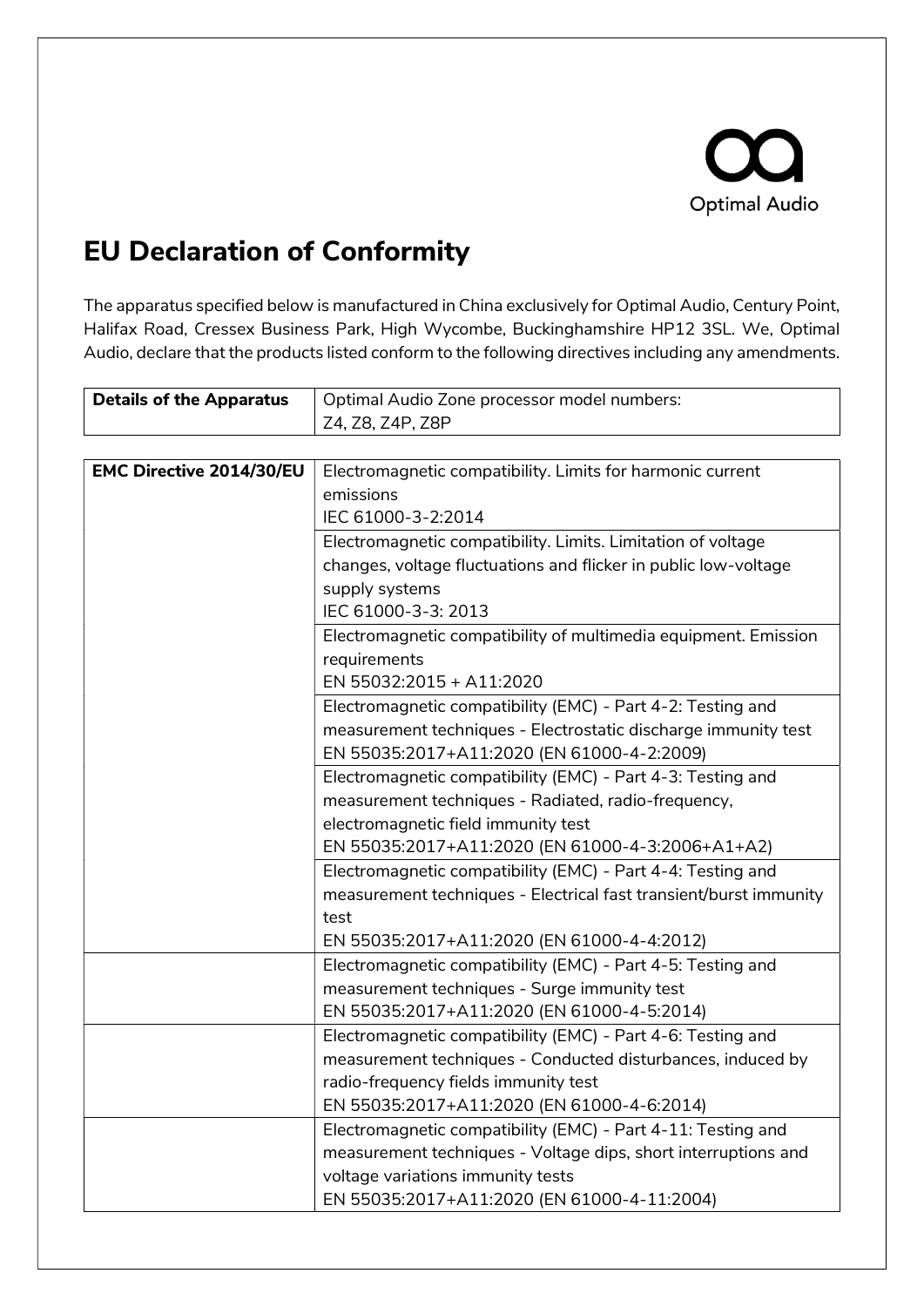Optimal Audio

# EU Declaration of Conformity

The apparatus specified below is manufactured in China exclusively for Optimal Audio, Century Point, Halifax Road, Cressex Business Park, High Wycombe, Buckinghamshire HP12 3SL. We, Optimal Audio, declare that the products listed conform to the following directives including any amendments.

| **Details of the Apparatus** | Optimal Audio Zone processor model numbers:<br>Z4, Z8, Z4P, Z8P |
|---|---|

| **EMC Directive 2014/30/EU** | Electromagnetic compatibility. Limits for harmonic current emissions<br>IEC 61000-3-2:2014 |
|---|---|
| | Electromagnetic compatibility. Limits. Limitation of voltage changes, voltage fluctuations and flicker in public low-voltage supply systems<br>IEC 61000-3-3: 2013 |
| | Electromagnetic compatibility of multimedia equipment. Emission requirements<br>EN 55032:2015 + A11:2020 |
| | Electromagnetic compatibility (EMC) - Part 4-2: Testing and measurement techniques - Electrostatic discharge immunity test<br>EN 55035:2017+A11:2020 (EN 61000-4-2:2009) |
| | Electromagnetic compatibility (EMC) - Part 4-3: Testing and measurement techniques - Radiated, radio-frequency, electromagnetic field immunity test<br>EN 55035:2017+A11:2020 (EN 61000-4-3:2006+A1+A2) |
| | Electromagnetic compatibility (EMC) - Part 4-4: Testing and measurement techniques - Electrical fast transient/burst immunity test<br>EN 55035:2017+A11:2020 (EN 61000-4-4:2012) |
| | Electromagnetic compatibility (EMC) - Part 4-5: Testing and measurement techniques - Surge immunity test<br>EN 55035:2017+A11:2020 (EN 61000-4-5:2014) |
| | Electromagnetic compatibility (EMC) - Part 4-6: Testing and measurement techniques - Conducted disturbances, induced by radio-frequency fields immunity test<br>EN 55035:2017+A11:2020 (EN 61000-4-6:2014) |
| | Electromagnetic compatibility (EMC) - Part 4-11: Testing and measurement techniques - Voltage dips, short interruptions and voltage variations immunity tests<br>EN 55035:2017+A11:2020 (EN 61000-4-11:2004) |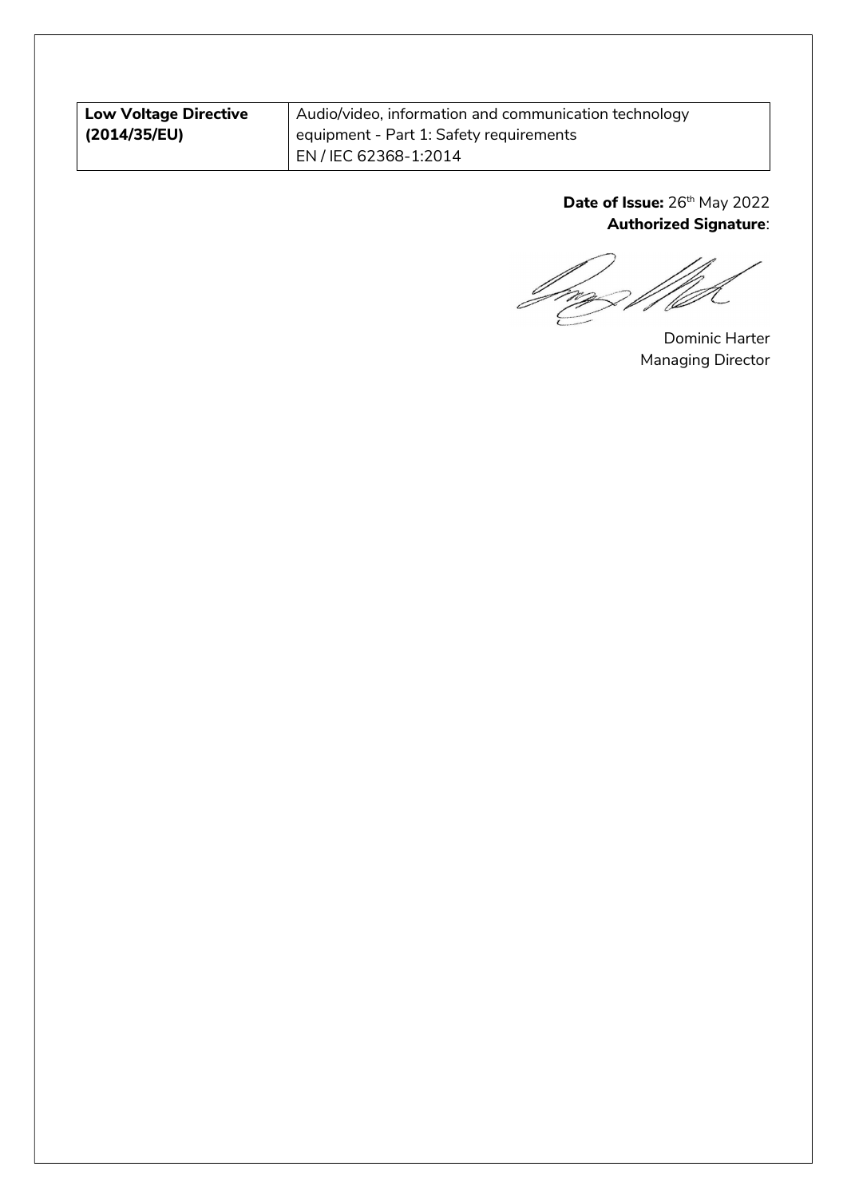| | |
|---|---|
| **Low Voltage Directive (2014/35/EU)** | Audio/video, information and communication technology equipment - Part 1: Safety requirements<br>EN / IEC 62368-1:2014 |

**Date of Issue:** 26th May 2022
**Authorized Signature**:

Dominic Harter
Managing Director